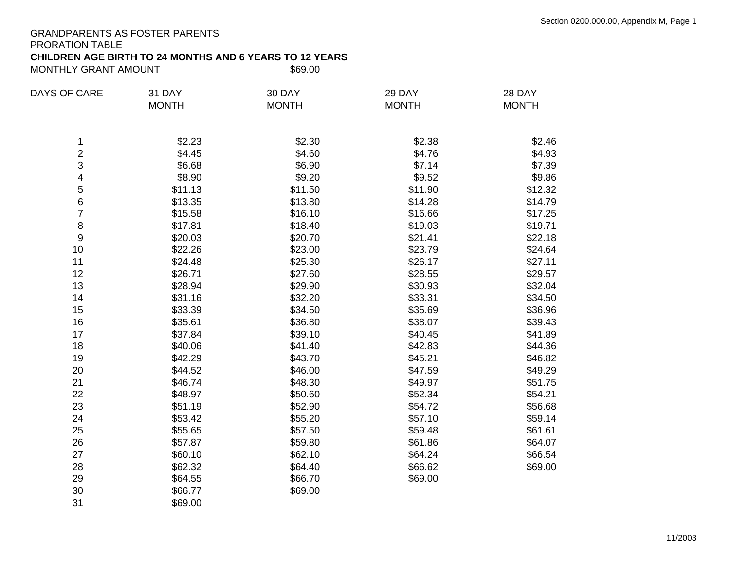GRANDPARENTS AS FOSTER PARENTS

PRORATION TABLE

**CHILDREN AGE BIRTH TO 24 MONTHS AND 6 YEARS TO 12 YEARS**

MONTHLY GRANT AMOUNT $69.00

| DAYS OF CARE | 31 DAY MONTH | 30 DAY MONTH | 29 DAY MONTH | 28 DAY MONTH |
|---|---|---|---|---|
| 1 | $2.23 | $2.30 | $2.38 | $2.46 |
| 2 | $4.45 | $4.60 | $4.76 | $4.93 |
| 3 | $6.68 | $6.90 | $7.14 | $7.39 |
| 4 | $8.90 | $9.20 | $9.52 | $9.86 |
| 5 | $11.13 | $11.50 | $11.90 | $12.32 |
| 6 | $13.35 | $13.80 | $14.28 | $14.79 |
| 7 | $15.58 | $16.10 | $16.66 | $17.25 |
| 8 | $17.81 | $18.40 | $19.03 | $19.71 |
| 9 | $20.03 | $20.70 | $21.41 | $22.18 |
| 10 | $22.26 | $23.00 | $23.79 | $24.64 |
| 11 | $24.48 | $25.30 | $26.17 | $27.11 |
| 12 | $26.71 | $27.60 | $28.55 | $29.57 |
| 13 | $28.94 | $29.90 | $30.93 | $32.04 |
| 14 | $31.16 | $32.20 | $33.31 | $34.50 |
| 15 | $33.39 | $34.50 | $35.69 | $36.96 |
| 16 | $35.61 | $36.80 | $38.07 | $39.43 |
| 17 | $37.84 | $39.10 | $40.45 | $41.89 |
| 18 | $40.06 | $41.40 | $42.83 | $44.36 |
| 19 | $42.29 | $43.70 | $45.21 | $46.82 |
| 20 | $44.52 | $46.00 | $47.59 | $49.29 |
| 21 | $46.74 | $48.30 | $49.97 | $51.75 |
| 22 | $48.97 | $50.60 | $52.34 | $54.21 |
| 23 | $51.19 | $52.90 | $54.72 | $56.68 |
| 24 | $53.42 | $55.20 | $57.10 | $59.14 |
| 25 | $55.65 | $57.50 | $59.48 | $61.61 |
| 26 | $57.87 | $59.80 | $61.86 | $64.07 |
| 27 | $60.10 | $62.10 | $64.24 | $66.54 |
| 28 | $62.32 | $64.40 | $66.62 | $69.00 |
| 29 | $64.55 | $66.70 | $69.00 | |
| 30 | $66.77 | $69.00 | | |
| 31 | $69.00 | | | |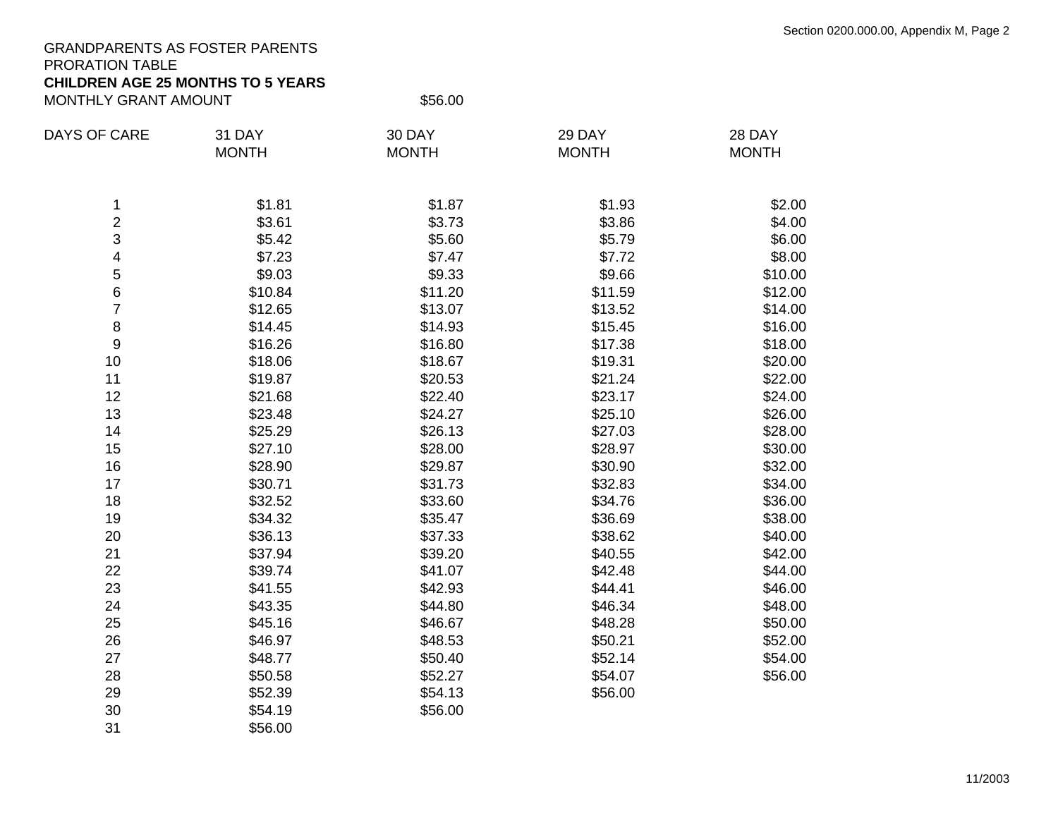GRANDPARENTS AS FOSTER PARENTS
PRORATION TABLE
**CHILDREN AGE 25 MONTHS TO 5 YEARS**
MONTHLY GRANT AMOUNT $56.00

| DAYS OF CARE | 31 DAY MONTH | 30 DAY MONTH | 29 DAY MONTH | 28 DAY MONTH |
|---|---|---|---|---|
| 1 | $1.81 | $1.87 | $1.93 | $2.00 |
| 2 | $3.61 | $3.73 | $3.86 | $4.00 |
| 3 | $5.42 | $5.60 | $5.79 | $6.00 |
| 4 | $7.23 | $7.47 | $7.72 | $8.00 |
| 5 | $9.03 | $9.33 | $9.66 | $10.00 |
| 6 | $10.84 | $11.20 | $11.59 | $12.00 |
| 7 | $12.65 | $13.07 | $13.52 | $14.00 |
| 8 | $14.45 | $14.93 | $15.45 | $16.00 |
| 9 | $16.26 | $16.80 | $17.38 | $18.00 |
| 10 | $18.06 | $18.67 | $19.31 | $20.00 |
| 11 | $19.87 | $20.53 | $21.24 | $22.00 |
| 12 | $21.68 | $22.40 | $23.17 | $24.00 |
| 13 | $23.48 | $24.27 | $25.10 | $26.00 |
| 14 | $25.29 | $26.13 | $27.03 | $28.00 |
| 15 | $27.10 | $28.00 | $28.97 | $30.00 |
| 16 | $28.90 | $29.87 | $30.90 | $32.00 |
| 17 | $30.71 | $31.73 | $32.83 | $34.00 |
| 18 | $32.52 | $33.60 | $34.76 | $36.00 |
| 19 | $34.32 | $35.47 | $36.69 | $38.00 |
| 20 | $36.13 | $37.33 | $38.62 | $40.00 |
| 21 | $37.94 | $39.20 | $40.55 | $42.00 |
| 22 | $39.74 | $41.07 | $42.48 | $44.00 |
| 23 | $41.55 | $42.93 | $44.41 | $46.00 |
| 24 | $43.35 | $44.80 | $46.34 | $48.00 |
| 25 | $45.16 | $46.67 | $48.28 | $50.00 |
| 26 | $46.97 | $48.53 | $50.21 | $52.00 |
| 27 | $48.77 | $50.40 | $52.14 | $54.00 |
| 28 | $50.58 | $52.27 | $54.07 | $56.00 |
| 29 | $52.39 | $54.13 | $56.00 | |
| 30 | $54.19 | $56.00 | | |
| 31 | $56.00 | | | |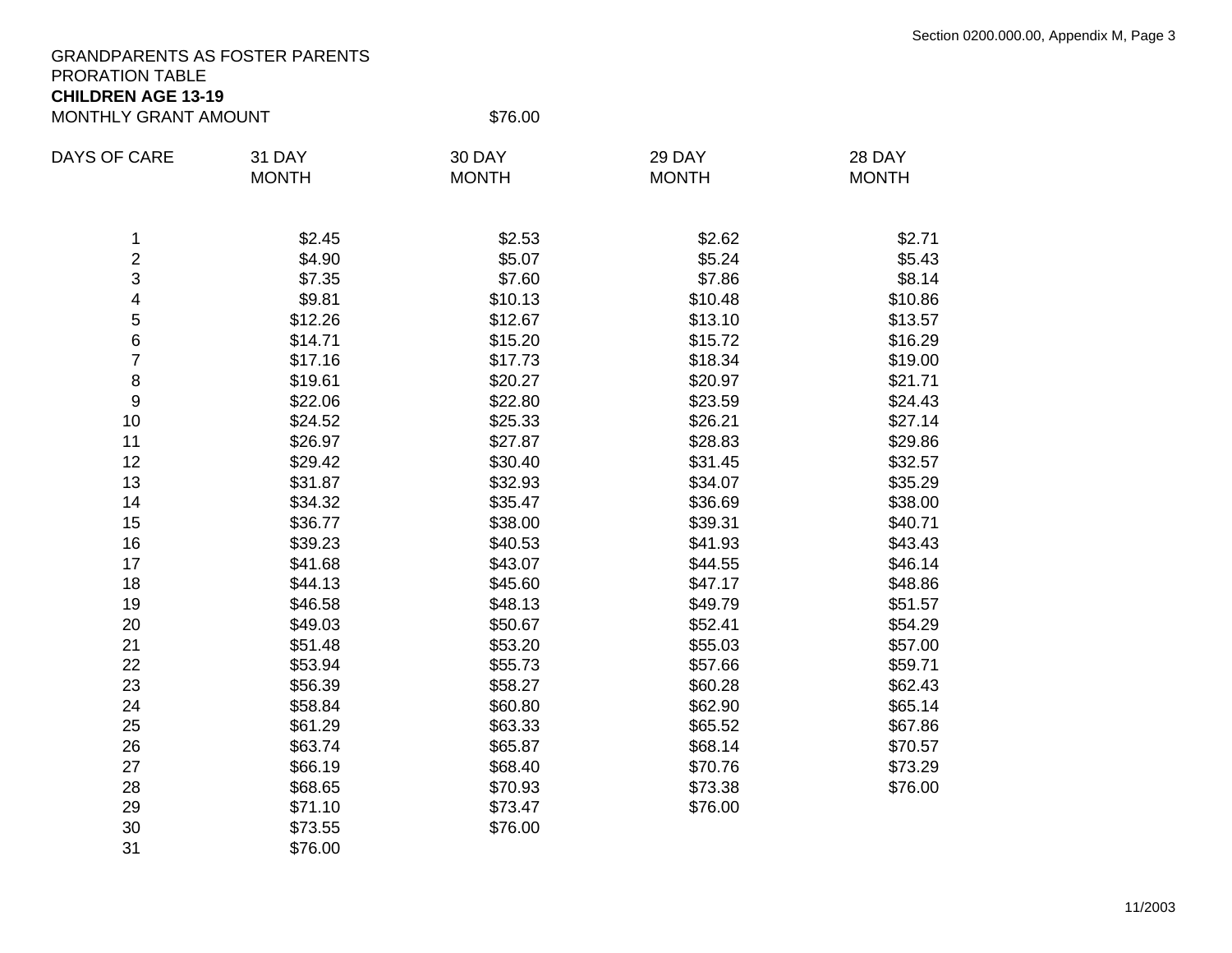GRANDPARENTS AS FOSTER PARENTS
PRORATION TABLE
**CHILDREN AGE 13-19**
MONTHLY GRANT AMOUNT $76.00

| DAYS OF CARE | 31 DAY MONTH | 30 DAY MONTH | 29 DAY MONTH | 28 DAY MONTH |
|---|---|---|---|---|
| 1 | $2.45 | $2.53 | $2.62 | $2.71 |
| 2 | $4.90 | $5.07 | $5.24 | $5.43 |
| 3 | $7.35 | $7.60 | $7.86 | $8.14 |
| 4 | $9.81 | $10.13 | $10.48 | $10.86 |
| 5 | $12.26 | $12.67 | $13.10 | $13.57 |
| 6 | $14.71 | $15.20 | $15.72 | $16.29 |
| 7 | $17.16 | $17.73 | $18.34 | $19.00 |
| 8 | $19.61 | $20.27 | $20.97 | $21.71 |
| 9 | $22.06 | $22.80 | $23.59 | $24.43 |
| 10 | $24.52 | $25.33 | $26.21 | $27.14 |
| 11 | $26.97 | $27.87 | $28.83 | $29.86 |
| 12 | $29.42 | $30.40 | $31.45 | $32.57 |
| 13 | $31.87 | $32.93 | $34.07 | $35.29 |
| 14 | $34.32 | $35.47 | $36.69 | $38.00 |
| 15 | $36.77 | $38.00 | $39.31 | $40.71 |
| 16 | $39.23 | $40.53 | $41.93 | $43.43 |
| 17 | $41.68 | $43.07 | $44.55 | $46.14 |
| 18 | $44.13 | $45.60 | $47.17 | $48.86 |
| 19 | $46.58 | $48.13 | $49.79 | $51.57 |
| 20 | $49.03 | $50.67 | $52.41 | $54.29 |
| 21 | $51.48 | $53.20 | $55.03 | $57.00 |
| 22 | $53.94 | $55.73 | $57.66 | $59.71 |
| 23 | $56.39 | $58.27 | $60.28 | $62.43 |
| 24 | $58.84 | $60.80 | $62.90 | $65.14 |
| 25 | $61.29 | $63.33 | $65.52 | $67.86 |
| 26 | $63.74 | $65.87 | $68.14 | $70.57 |
| 27 | $66.19 | $68.40 | $70.76 | $73.29 |
| 28 | $68.65 | $70.93 | $73.38 | $76.00 |
| 29 | $71.10 | $73.47 | $76.00 | |
| 30 | $73.55 | $76.00 | | |
| 31 | $76.00 | | | |

11/2003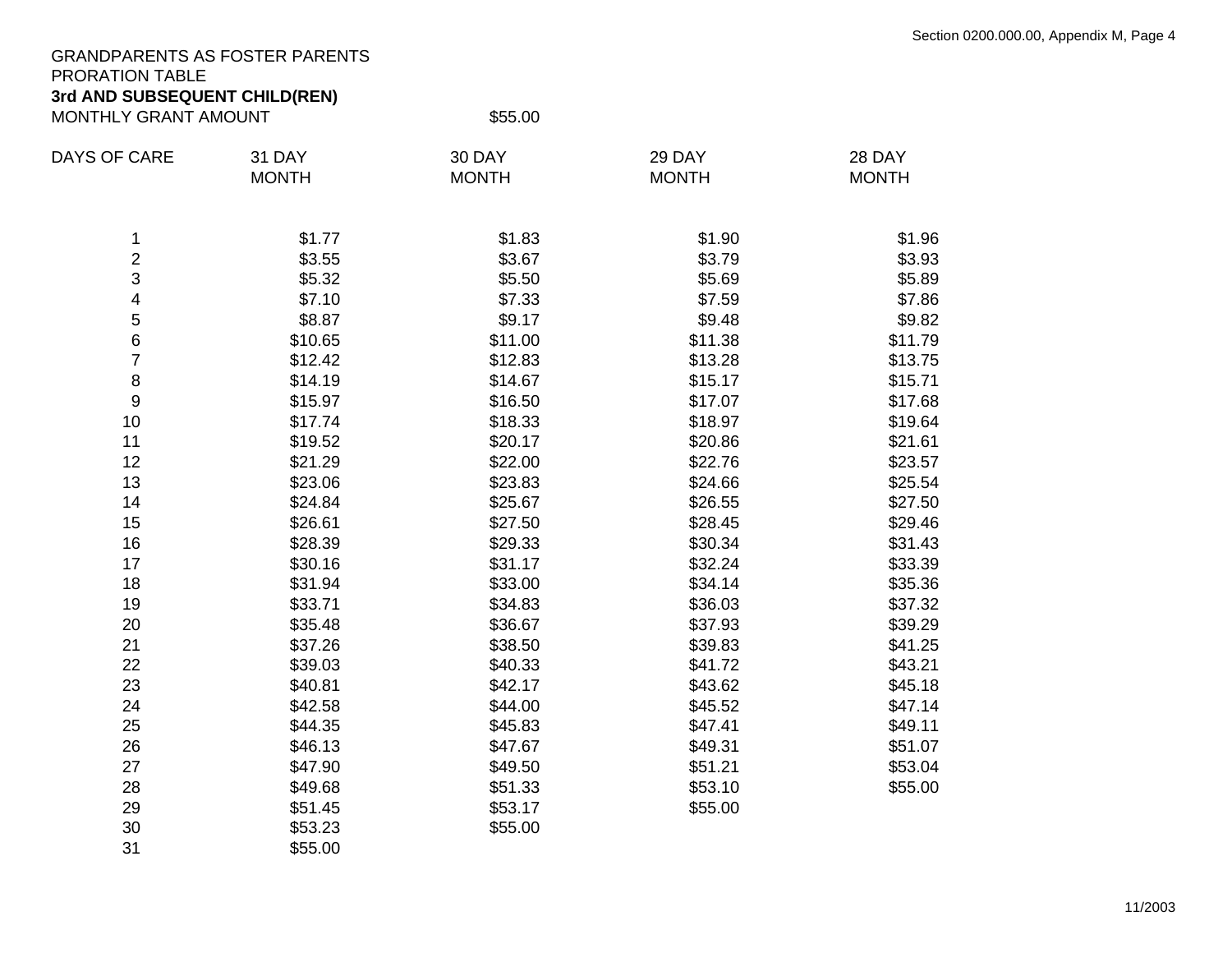GRANDPARENTS AS FOSTER PARENTS
PRORATION TABLE
**3rd AND SUBSEQUENT CHILD(REN)**
MONTHLY GRANT AMOUNT $55.00

| DAYS OF CARE | 31 DAY MONTH | 30 DAY MONTH | 29 DAY MONTH | 28 DAY MONTH |
|---|---|---|---|---|
| 1 | $1.77 | $1.83 | $1.90 | $1.96 |
| 2 | $3.55 | $3.67 | $3.79 | $3.93 |
| 3 | $5.32 | $5.50 | $5.69 | $5.89 |
| 4 | $7.10 | $7.33 | $7.59 | $7.86 |
| 5 | $8.87 | $9.17 | $9.48 | $9.82 |
| 6 | $10.65 | $11.00 | $11.38 | $11.79 |
| 7 | $12.42 | $12.83 | $13.28 | $13.75 |
| 8 | $14.19 | $14.67 | $15.17 | $15.71 |
| 9 | $15.97 | $16.50 | $17.07 | $17.68 |
| 10 | $17.74 | $18.33 | $18.97 | $19.64 |
| 11 | $19.52 | $20.17 | $20.86 | $21.61 |
| 12 | $21.29 | $22.00 | $22.76 | $23.57 |
| 13 | $23.06 | $23.83 | $24.66 | $25.54 |
| 14 | $24.84 | $25.67 | $26.55 | $27.50 |
| 15 | $26.61 | $27.50 | $28.45 | $29.46 |
| 16 | $28.39 | $29.33 | $30.34 | $31.43 |
| 17 | $30.16 | $31.17 | $32.24 | $33.39 |
| 18 | $31.94 | $33.00 | $34.14 | $35.36 |
| 19 | $33.71 | $34.83 | $36.03 | $37.32 |
| 20 | $35.48 | $36.67 | $37.93 | $39.29 |
| 21 | $37.26 | $38.50 | $39.83 | $41.25 |
| 22 | $39.03 | $40.33 | $41.72 | $43.21 |
| 23 | $40.81 | $42.17 | $43.62 | $45.18 |
| 24 | $42.58 | $44.00 | $45.52 | $47.14 |
| 25 | $44.35 | $45.83 | $47.41 | $49.11 |
| 26 | $46.13 | $47.67 | $49.31 | $51.07 |
| 27 | $47.90 | $49.50 | $51.21 | $53.04 |
| 28 | $49.68 | $51.33 | $53.10 | $55.00 |
| 29 | $51.45 | $53.17 | $55.00 | |
| 30 | $53.23 | $55.00 | | |
| 31 | $55.00 | | | |

11/2003